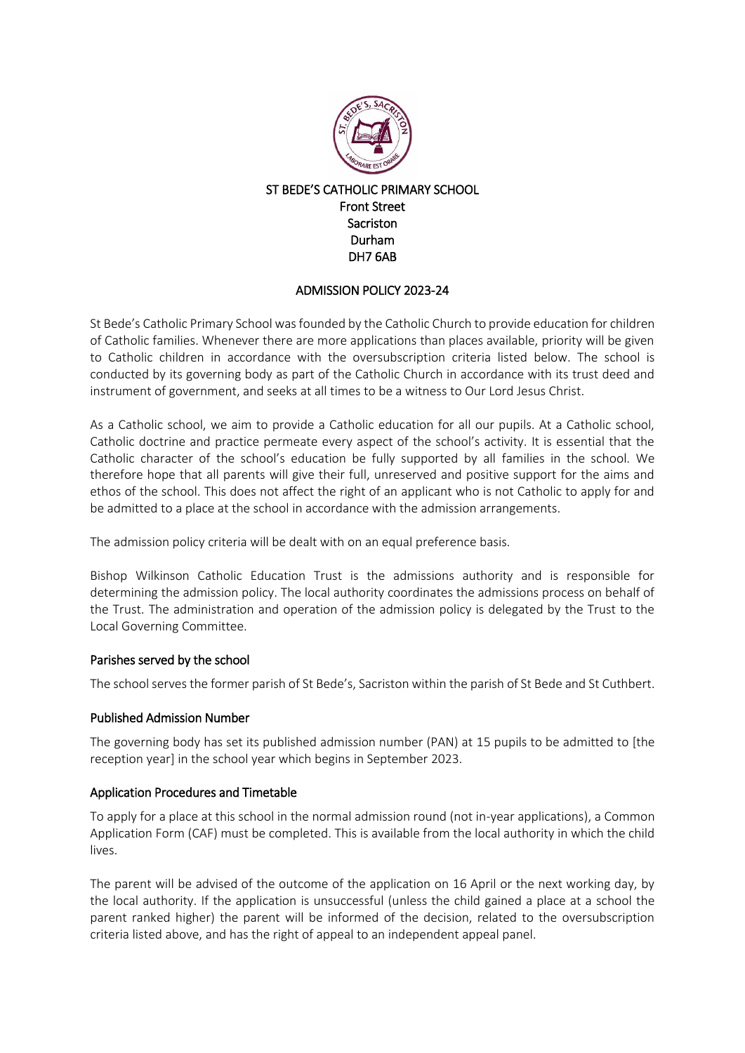ST BEDE'S CATHOLIC PRIMARY SCHOOL
Front Street
Sacriston
Durham
DH7 6AB

# ADMISSION POLICY 2023-24

St Bede's Catholic Primary School was founded by the Catholic Church to provide education for children of Catholic families. Whenever there are more applications than places available, priority will be given to Catholic children in accordance with the oversubscription criteria listed below. The school is conducted by its governing body as part of the Catholic Church in accordance with its trust deed and instrument of government, and seeks at all times to be a witness to Our Lord Jesus Christ.

As a Catholic school, we aim to provide a Catholic education for all our pupils. At a Catholic school, Catholic doctrine and practice permeate every aspect of the school's activity. It is essential that the Catholic character of the school's education be fully supported by all families in the school. We therefore hope that all parents will give their full, unreserved and positive support for the aims and ethos of the school. This does not affect the right of an applicant who is not Catholic to apply for and be admitted to a place at the school in accordance with the admission arrangements.

The admission policy criteria will be dealt with on an equal preference basis.

Bishop Wilkinson Catholic Education Trust is the admissions authority and is responsible for determining the admission policy. The local authority coordinates the admissions process on behalf of the Trust. The administration and operation of the admission policy is delegated by the Trust to the Local Governing Committee.

## Parishes served by the school

The school serves the former parish of St Bede's, Sacriston within the parish of St Bede and St Cuthbert.

## Published Admission Number

The governing body has set its published admission number (PAN) at 15 pupils to be admitted to [the reception year] in the school year which begins in September 2023.

## Application Procedures and Timetable

To apply for a place at this school in the normal admission round (not in-year applications), a Common Application Form (CAF) must be completed. This is available from the local authority in which the child lives.

The parent will be advised of the outcome of the application on 16 April or the next working day, by the local authority. If the application is unsuccessful (unless the child gained a place at a school the parent ranked higher) the parent will be informed of the decision, related to the oversubscription criteria listed above, and has the right of appeal to an independent appeal panel.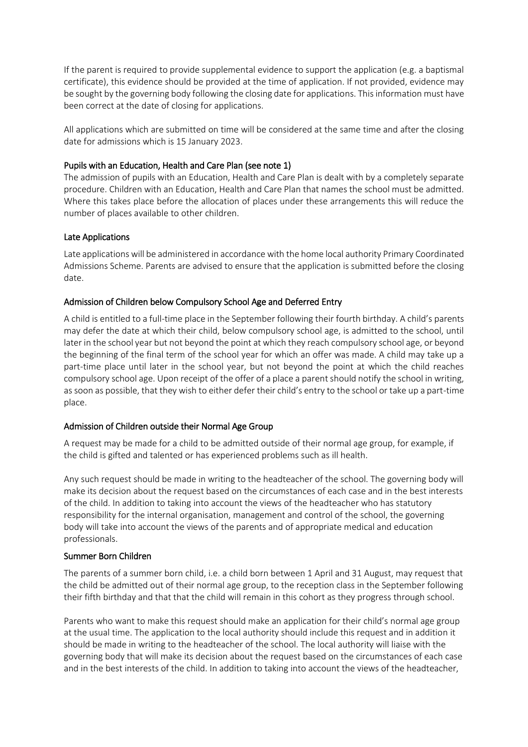If the parent is required to provide supplemental evidence to support the application (e.g. a baptismal certificate), this evidence should be provided at the time of application. If not provided, evidence may be sought by the governing body following the closing date for applications. This information must have been correct at the date of closing for applications.

All applications which are submitted on time will be considered at the same time and after the closing date for admissions which is 15 January 2023.

### Pupils with an Education, Health and Care Plan (see note 1)

The admission of pupils with an Education, Health and Care Plan is dealt with by a completely separate procedure. Children with an Education, Health and Care Plan that names the school must be admitted. Where this takes place before the allocation of places under these arrangements this will reduce the number of places available to other children.

### Late Applications

Late applications will be administered in accordance with the home local authority Primary Coordinated Admissions Scheme. Parents are advised to ensure that the application is submitted before the closing date.

### Admission of Children below Compulsory School Age and Deferred Entry

A child is entitled to a full-time place in the September following their fourth birthday. A child's parents may defer the date at which their child, below compulsory school age, is admitted to the school, until later in the school year but not beyond the point at which they reach compulsory school age, or beyond the beginning of the final term of the school year for which an offer was made. A child may take up a part-time place until later in the school year, but not beyond the point at which the child reaches compulsory school age. Upon receipt of the offer of a place a parent should notify the school in writing, as soon as possible, that they wish to either defer their child's entry to the school or take up a part-time place.

### Admission of Children outside their Normal Age Group

A request may be made for a child to be admitted outside of their normal age group, for example, if the child is gifted and talented or has experienced problems such as ill health.

Any such request should be made in writing to the headteacher of the school. The governing body will make its decision about the request based on the circumstances of each case and in the best interests of the child. In addition to taking into account the views of the headteacher who has statutory responsibility for the internal organisation, management and control of the school, the governing body will take into account the views of the parents and of appropriate medical and education professionals.

### Summer Born Children

The parents of a summer born child, i.e. a child born between 1 April and 31 August, may request that the child be admitted out of their normal age group, to the reception class in the September following their fifth birthday and that that the child will remain in this cohort as they progress through school.

Parents who want to make this request should make an application for their child's normal age group at the usual time. The application to the local authority should include this request and in addition it should be made in writing to the headteacher of the school. The local authority will liaise with the governing body that will make its decision about the request based on the circumstances of each case and in the best interests of the child. In addition to taking into account the views of the headteacher,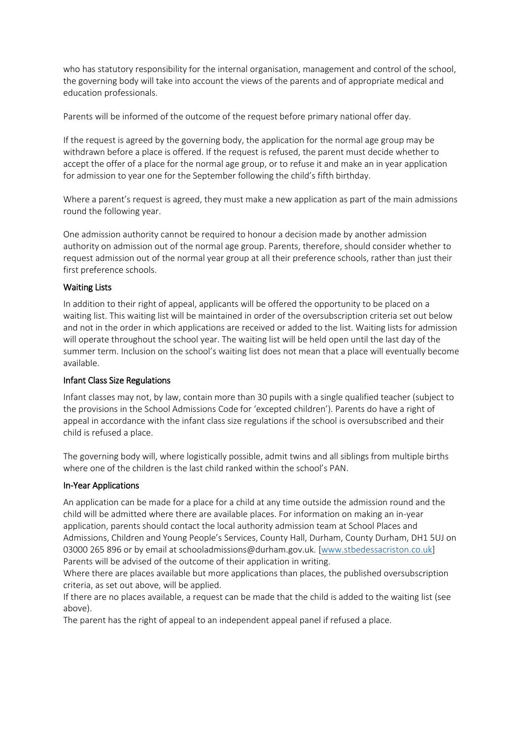who has statutory responsibility for the internal organisation, management and control of the school, the governing body will take into account the views of the parents and of appropriate medical and education professionals.

Parents will be informed of the outcome of the request before primary national offer day.

If the request is agreed by the governing body, the application for the normal age group may be withdrawn before a place is offered. If the request is refused, the parent must decide whether to accept the offer of a place for the normal age group, or to refuse it and make an in year application for admission to year one for the September following the child's fifth birthday.

Where a parent's request is agreed, they must make a new application as part of the main admissions round the following year.

One admission authority cannot be required to honour a decision made by another admission authority on admission out of the normal age group. Parents, therefore, should consider whether to request admission out of the normal year group at all their preference schools, rather than just their first preference schools.

### Waiting Lists

In addition to their right of appeal, applicants will be offered the opportunity to be placed on a waiting list. This waiting list will be maintained in order of the oversubscription criteria set out below and not in the order in which applications are received or added to the list. Waiting lists for admission will operate throughout the school year. The waiting list will be held open until the last day of the summer term. Inclusion on the school's waiting list does not mean that a place will eventually become available.

### Infant Class Size Regulations

Infant classes may not, by law, contain more than 30 pupils with a single qualified teacher (subject to the provisions in the School Admissions Code for 'excepted children'). Parents do have a right of appeal in accordance with the infant class size regulations if the school is oversubscribed and their child is refused a place.

The governing body will, where logistically possible, admit twins and all siblings from multiple births where one of the children is the last child ranked within the school's PAN.

### In-Year Applications

An application can be made for a place for a child at any time outside the admission round and the child will be admitted where there are available places. For information on making an in-year application, parents should contact the local authority admission team at School Places and Admissions, Children and Young People's Services, County Hall, Durham, County Durham, DH1 5UJ on 03000 265 896 or by email at schooladmissions@durham.gov.uk. [www.stbedessacriston.co.uk]
Parents will be advised of the outcome of their application in writing.
Where there are places available but more applications than places, the published oversubscription criteria, as set out above, will be applied.
If there are no places available, a request can be made that the child is added to the waiting list (see above).
The parent has the right of appeal to an independent appeal panel if refused a place.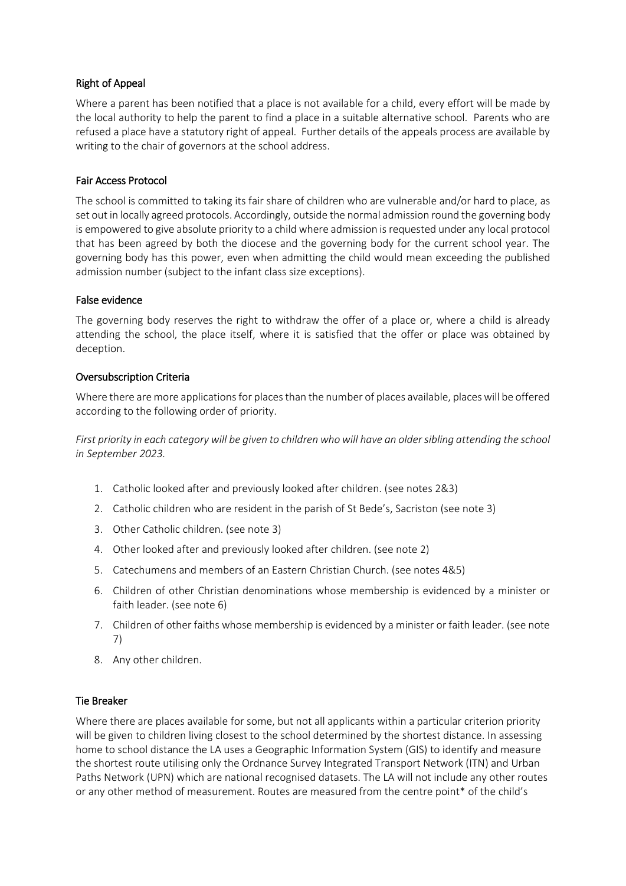## Right of Appeal

Where a parent has been notified that a place is not available for a child, every effort will be made by the local authority to help the parent to find a place in a suitable alternative school. Parents who are refused a place have a statutory right of appeal. Further details of the appeals process are available by writing to the chair of governors at the school address.

## Fair Access Protocol

The school is committed to taking its fair share of children who are vulnerable and/or hard to place, as set out in locally agreed protocols. Accordingly, outside the normal admission round the governing body is empowered to give absolute priority to a child where admission is requested under any local protocol that has been agreed by both the diocese and the governing body for the current school year. The governing body has this power, even when admitting the child would mean exceeding the published admission number (subject to the infant class size exceptions).

## False evidence

The governing body reserves the right to withdraw the offer of a place or, where a child is already attending the school, the place itself, where it is satisfied that the offer or place was obtained by deception.

## Oversubscription Criteria

Where there are more applications for places than the number of places available, places will be offered according to the following order of priority.

*First priority in each category will be given to children who will have an older sibling attending the school in September 2023.*

1. Catholic looked after and previously looked after children. (see notes 2&3)
2. Catholic children who are resident in the parish of St Bede's, Sacriston (see note 3)
3. Other Catholic children. (see note 3)
4. Other looked after and previously looked after children. (see note 2)
5. Catechumens and members of an Eastern Christian Church. (see notes 4&5)
6. Children of other Christian denominations whose membership is evidenced by a minister or faith leader. (see note 6)
7. Children of other faiths whose membership is evidenced by a minister or faith leader. (see note 7)
8. Any other children.

## Tie Breaker

Where there are places available for some, but not all applicants within a particular criterion priority will be given to children living closest to the school determined by the shortest distance. In assessing home to school distance the LA uses a Geographic Information System (GIS) to identify and measure the shortest route utilising only the Ordnance Survey Integrated Transport Network (ITN) and Urban Paths Network (UPN) which are national recognised datasets. The LA will not include any other routes or any other method of measurement. Routes are measured from the centre point* of the child's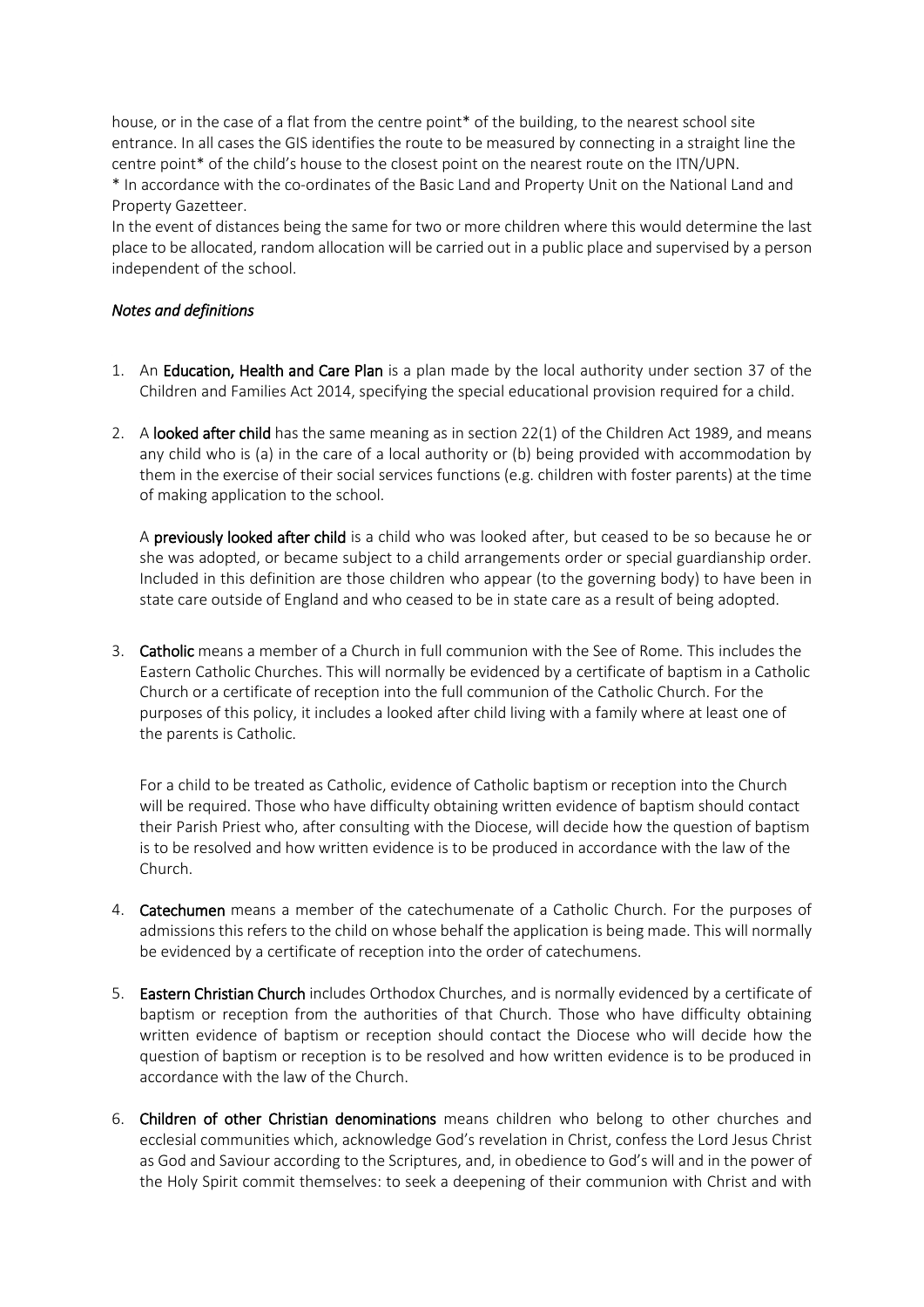house, or in the case of a flat from the centre point* of the building, to the nearest school site entrance. In all cases the GIS identifies the route to be measured by connecting in a straight line the centre point* of the child's house to the closest point on the nearest route on the ITN/UPN.
* In accordance with the co-ordinates of the Basic Land and Property Unit on the National Land and Property Gazetteer.
In the event of distances being the same for two or more children where this would determine the last place to be allocated, random allocation will be carried out in a public place and supervised by a person independent of the school.

*Notes and definitions*

1. An **Education, Health and Care Plan** is a plan made by the local authority under section 37 of the Children and Families Act 2014, specifying the special educational provision required for a child.

2. A **looked after child** has the same meaning as in section 22(1) of the Children Act 1989, and means any child who is (a) in the care of a local authority or (b) being provided with accommodation by them in the exercise of their social services functions (e.g. children with foster parents) at the time of making application to the school.

   A **previously looked after child** is a child who was looked after, but ceased to be so because he or she was adopted, or became subject to a child arrangements order or special guardianship order. Included in this definition are those children who appear (to the governing body) to have been in state care outside of England and who ceased to be in state care as a result of being adopted.

3. **Catholic** means a member of a Church in full communion with the See of Rome. This includes the Eastern Catholic Churches. This will normally be evidenced by a certificate of baptism in a Catholic Church or a certificate of reception into the full communion of the Catholic Church. For the purposes of this policy, it includes a looked after child living with a family where at least one of the parents is Catholic.

   For a child to be treated as Catholic, evidence of Catholic baptism or reception into the Church will be required. Those who have difficulty obtaining written evidence of baptism should contact their Parish Priest who, after consulting with the Diocese, will decide how the question of baptism is to be resolved and how written evidence is to be produced in accordance with the law of the Church.

4. **Catechumen** means a member of the catechumenate of a Catholic Church. For the purposes of admissions this refers to the child on whose behalf the application is being made. This will normally be evidenced by a certificate of reception into the order of catechumens.

5. **Eastern Christian Church** includes Orthodox Churches, and is normally evidenced by a certificate of baptism or reception from the authorities of that Church. Those who have difficulty obtaining written evidence of baptism or reception should contact the Diocese who will decide how the question of baptism or reception is to be resolved and how written evidence is to be produced in accordance with the law of the Church.

6. **Children of other Christian denominations** means children who belong to other churches and ecclesial communities which, acknowledge God's revelation in Christ, confess the Lord Jesus Christ as God and Saviour according to the Scriptures, and, in obedience to God's will and in the power of the Holy Spirit commit themselves: to seek a deepening of their communion with Christ and with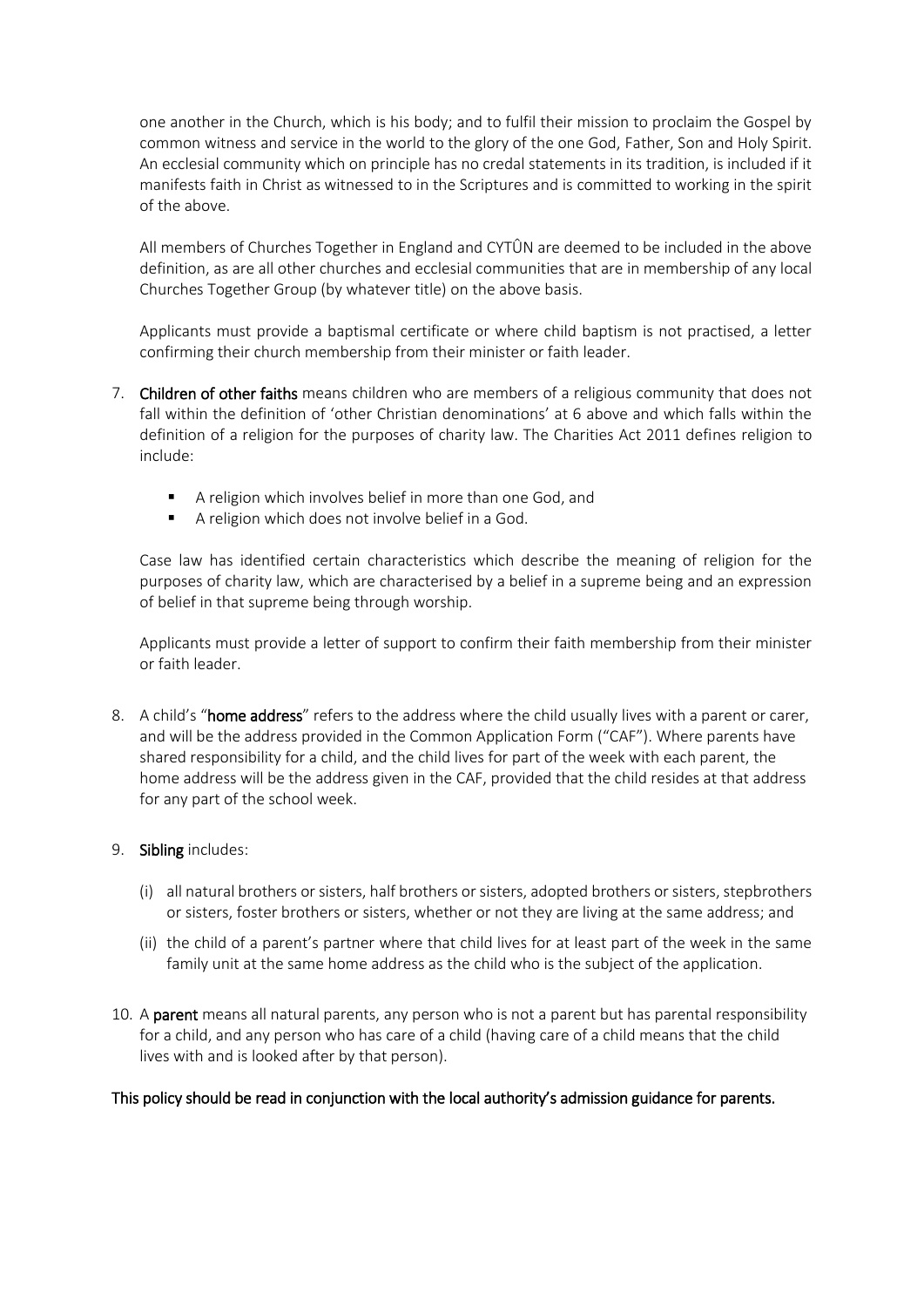one another in the Church, which is his body; and to fulfil their mission to proclaim the Gospel by common witness and service in the world to the glory of the one God, Father, Son and Holy Spirit. An ecclesial community which on principle has no credal statements in its tradition, is included if it manifests faith in Christ as witnessed to in the Scriptures and is committed to working in the spirit of the above.

All members of Churches Together in England and CYTÛN are deemed to be included in the above definition, as are all other churches and ecclesial communities that are in membership of any local Churches Together Group (by whatever title) on the above basis.

Applicants must provide a baptismal certificate or where child baptism is not practised, a letter confirming their church membership from their minister or faith leader.

7. **Children of other faiths** means children who are members of a religious community that does not fall within the definition of 'other Christian denominations' at 6 above and which falls within the definition of a religion for the purposes of charity law. The Charities Act 2011 defines religion to include:

   - A religion which involves belief in more than one God, and
   - A religion which does not involve belief in a God.

   Case law has identified certain characteristics which describe the meaning of religion for the purposes of charity law, which are characterised by a belief in a supreme being and an expression of belief in that supreme being through worship.

   Applicants must provide a letter of support to confirm their faith membership from their minister or faith leader.

8. A child's "**home address**" refers to the address where the child usually lives with a parent or carer, and will be the address provided in the Common Application Form ("CAF"). Where parents have shared responsibility for a child, and the child lives for part of the week with each parent, the home address will be the address given in the CAF, provided that the child resides at that address for any part of the school week.

9. **Sibling** includes:

   (i) all natural brothers or sisters, half brothers or sisters, adopted brothers or sisters, stepbrothers or sisters, foster brothers or sisters, whether or not they are living at the same address; and

   (ii) the child of a parent's partner where that child lives for at least part of the week in the same family unit at the same home address as the child who is the subject of the application.

10. A **parent** means all natural parents, any person who is not a parent but has parental responsibility for a child, and any person who has care of a child (having care of a child means that the child lives with and is looked after by that person).

**This policy should be read in conjunction with the local authority's admission guidance for parents.**